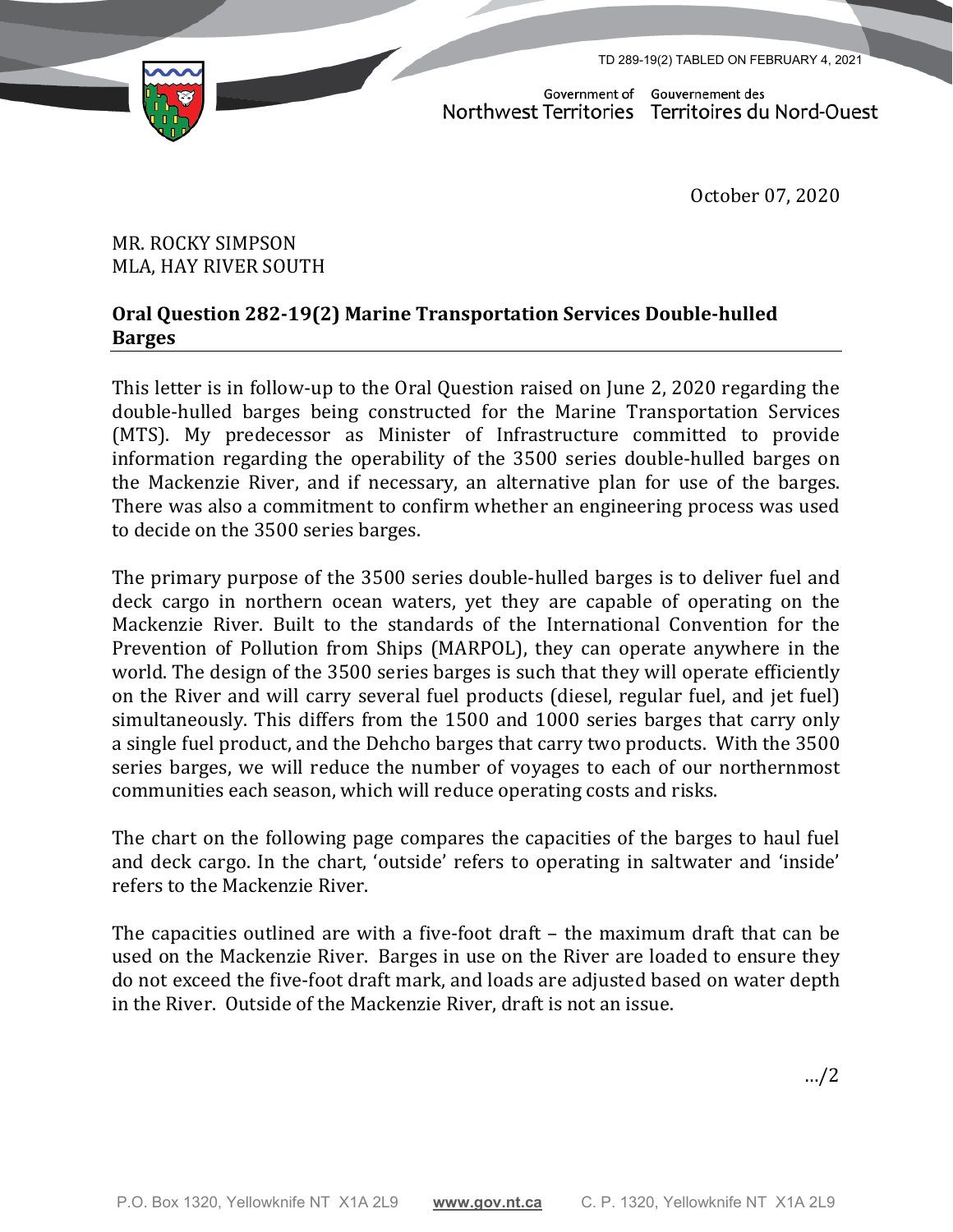TD 289-19(2) TABLED ON FEBRUARY 4, 2021

Government of Northwest Territories | Gouvernement des Territoires du Nord-Ouest

October 07, 2020

MR. ROCKY SIMPSON
MLA, HAY RIVER SOUTH

**Oral Question 282-19(2) Marine Transportation Services Double-hulled Barges**

This letter is in follow-up to the Oral Question raised on June 2, 2020 regarding the double-hulled barges being constructed for the Marine Transportation Services (MTS). My predecessor as Minister of Infrastructure committed to provide information regarding the operability of the 3500 series double-hulled barges on the Mackenzie River, and if necessary, an alternative plan for use of the barges. There was also a commitment to confirm whether an engineering process was used to decide on the 3500 series barges.

The primary purpose of the 3500 series double-hulled barges is to deliver fuel and deck cargo in northern ocean waters, yet they are capable of operating on the Mackenzie River. Built to the standards of the International Convention for the Prevention of Pollution from Ships (MARPOL), they can operate anywhere in the world. The design of the 3500 series barges is such that they will operate efficiently on the River and will carry several fuel products (diesel, regular fuel, and jet fuel) simultaneously. This differs from the 1500 and 1000 series barges that carry only a single fuel product, and the Dehcho barges that carry two products. With the 3500 series barges, we will reduce the number of voyages to each of our northernmost communities each season, which will reduce operating costs and risks.

The chart on the following page compares the capacities of the barges to haul fuel and deck cargo. In the chart, 'outside' refers to operating in saltwater and 'inside' refers to the Mackenzie River.

The capacities outlined are with a five-foot draft – the maximum draft that can be used on the Mackenzie River. Barges in use on the River are loaded to ensure they do not exceed the five-foot draft mark, and loads are adjusted based on water depth in the River. Outside of the Mackenzie River, draft is not an issue.

…/2

P.O. Box 1320, Yellowknife NT X1A 2L9 www.gov.nt.ca C. P. 1320, Yellowknife NT X1A 2L9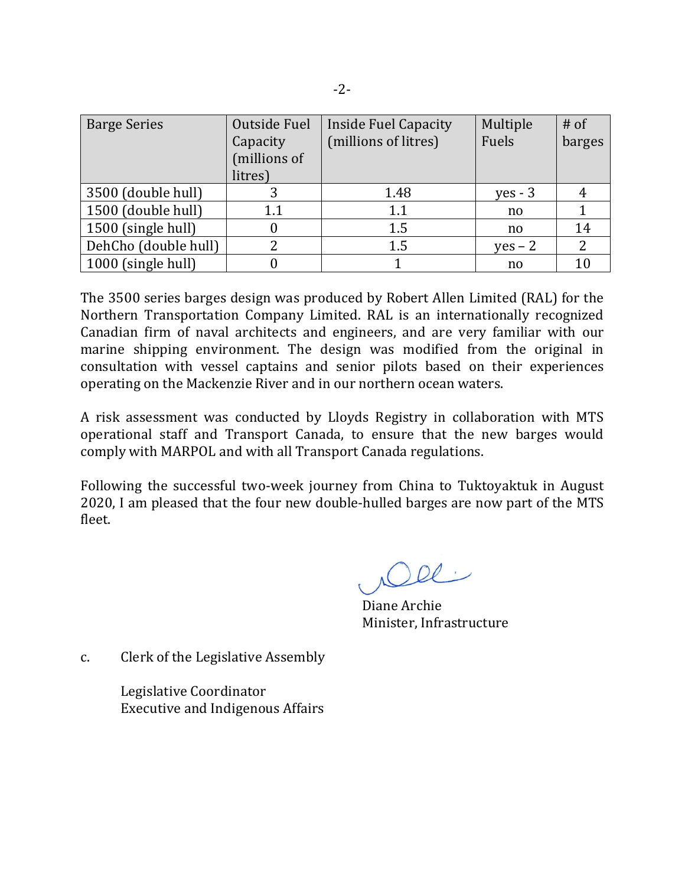| Barge Series | Outside Fuel Capacity (millions of litres) | Inside Fuel Capacity (millions of litres) | Multiple Fuels | # of barges |
|---|---|---|---|---|
| 3500 (double hull) | 3 | 1.48 | yes - 3 | 4 |
| 1500 (double hull) | 1.1 | 1.1 | no | 1 |
| 1500 (single hull) | 0 | 1.5 | no | 14 |
| DehCho (double hull) | 2 | 1.5 | yes – 2 | 2 |
| 1000 (single hull) | 0 | 1 | no | 10 |

The 3500 series barges design was produced by Robert Allen Limited (RAL) for the Northern Transportation Company Limited. RAL is an internationally recognized Canadian firm of naval architects and engineers, and are very familiar with our marine shipping environment. The design was modified from the original in consultation with vessel captains and senior pilots based on their experiences operating on the Mackenzie River and in our northern ocean waters.

A risk assessment was conducted by Lloyds Registry in collaboration with MTS operational staff and Transport Canada, to ensure that the new barges would comply with MARPOL and with all Transport Canada regulations.

Following the successful two-week journey from China to Tuktoyaktuk in August 2020, I am pleased that the four new double-hulled barges are now part of the MTS fleet.

Diane Archie
Minister, Infrastructure

c. Clerk of the Legislative Assembly

Legislative Coordinator
Executive and Indigenous Affairs